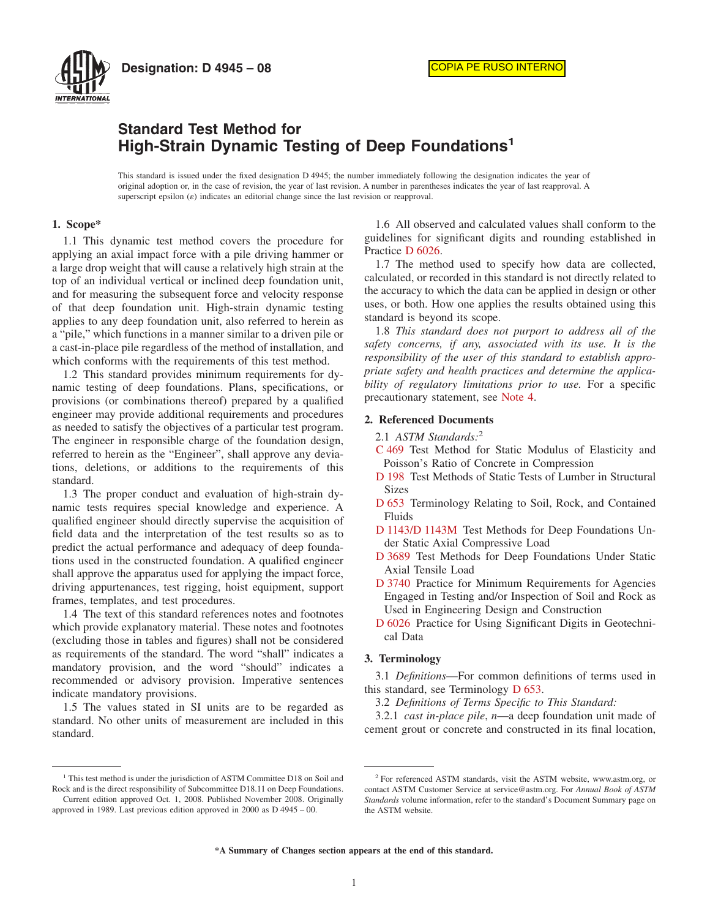**Designation: D 4945 – 08**

COPIA PE RUSO INTERNO

# Standard Test Method for High-Strain Dynamic Testing of Deep Foundations[1]

This standard is issued under the fixed designation D 4945; the number immediately following the designation indicates the year of original adoption or, in the case of revision, the year of last revision. A number in parentheses indicates the year of last reapproval. A superscript epsilon (ε) indicates an editorial change since the last revision or reapproval.

## 1. Scope*

1.1 This dynamic test method covers the procedure for applying an axial impact force with a pile driving hammer or a large drop weight that will cause a relatively high strain at the top of an individual vertical or inclined deep foundation unit, and for measuring the subsequent force and velocity response of that deep foundation unit. High-strain dynamic testing applies to any deep foundation unit, also referred to herein as a "pile," which functions in a manner similar to a driven pile or a cast-in-place pile regardless of the method of installation, and which conforms with the requirements of this test method.

1.2 This standard provides minimum requirements for dynamic testing of deep foundations. Plans, specifications, or provisions (or combinations thereof) prepared by a qualified engineer may provide additional requirements and procedures as needed to satisfy the objectives of a particular test program. The engineer in responsible charge of the foundation design, referred to herein as the "Engineer", shall approve any deviations, deletions, or additions to the requirements of this standard.

1.3 The proper conduct and evaluation of high-strain dynamic tests requires special knowledge and experience. A qualified engineer should directly supervise the acquisition of field data and the interpretation of the test results so as to predict the actual performance and adequacy of deep foundations used in the constructed foundation. A qualified engineer shall approve the apparatus used for applying the impact force, driving appurtenances, test rigging, hoist equipment, support frames, templates, and test procedures.

1.4 The text of this standard references notes and footnotes which provide explanatory material. These notes and footnotes (excluding those in tables and figures) shall not be considered as requirements of the standard. The word "shall" indicates a mandatory provision, and the word "should" indicates a recommended or advisory provision. Imperative sentences indicate mandatory provisions.

1.5 The values stated in SI units are to be regarded as standard. No other units of measurement are included in this standard.

1.6 All observed and calculated values shall conform to the guidelines for significant digits and rounding established in Practice D 6026.

1.7 The method used to specify how data are collected, calculated, or recorded in this standard is not directly related to the accuracy to which the data can be applied in design or other uses, or both. How one applies the results obtained using this standard is beyond its scope.

1.8 *This standard does not purport to address all of the safety concerns, if any, associated with its use. It is the responsibility of the user of this standard to establish appropriate safety and health practices and determine the applicability of regulatory limitations prior to use.* For a specific precautionary statement, see Note 4.

## 2. Referenced Documents

2.1 *ASTM Standards:*[2]

C 469 Test Method for Static Modulus of Elasticity and Poisson's Ratio of Concrete in Compression

D 198 Test Methods of Static Tests of Lumber in Structural Sizes

D 653 Terminology Relating to Soil, Rock, and Contained Fluids

D 1143/D 1143M Test Methods for Deep Foundations Under Static Axial Compressive Load

D 3689 Test Methods for Deep Foundations Under Static Axial Tensile Load

D 3740 Practice for Minimum Requirements for Agencies Engaged in Testing and/or Inspection of Soil and Rock as Used in Engineering Design and Construction

D 6026 Practice for Using Significant Digits in Geotechnical Data

## 3. Terminology

3.1 *Definitions*—For common definitions of terms used in this standard, see Terminology D 653.

3.2 *Definitions of Terms Specific to This Standard:*

3.2.1 *cast in-place pile*, *n*—a deep foundation unit made of cement grout or concrete and constructed in its final location,

---

[1] This test method is under the jurisdiction of ASTM Committee D18 on Soil and Rock and is the direct responsibility of Subcommittee D18.11 on Deep Foundations.

Current edition approved Oct. 1, 2008. Published November 2008. Originally approved in 1989. Last previous edition approved in 2000 as D 4945 – 00.

[2] For referenced ASTM standards, visit the ASTM website, www.astm.org, or contact ASTM Customer Service at service@astm.org. For *Annual Book of ASTM Standards* volume information, refer to the standard's Document Summary page on the ASTM website.

**\*A Summary of Changes section appears at the end of this standard.**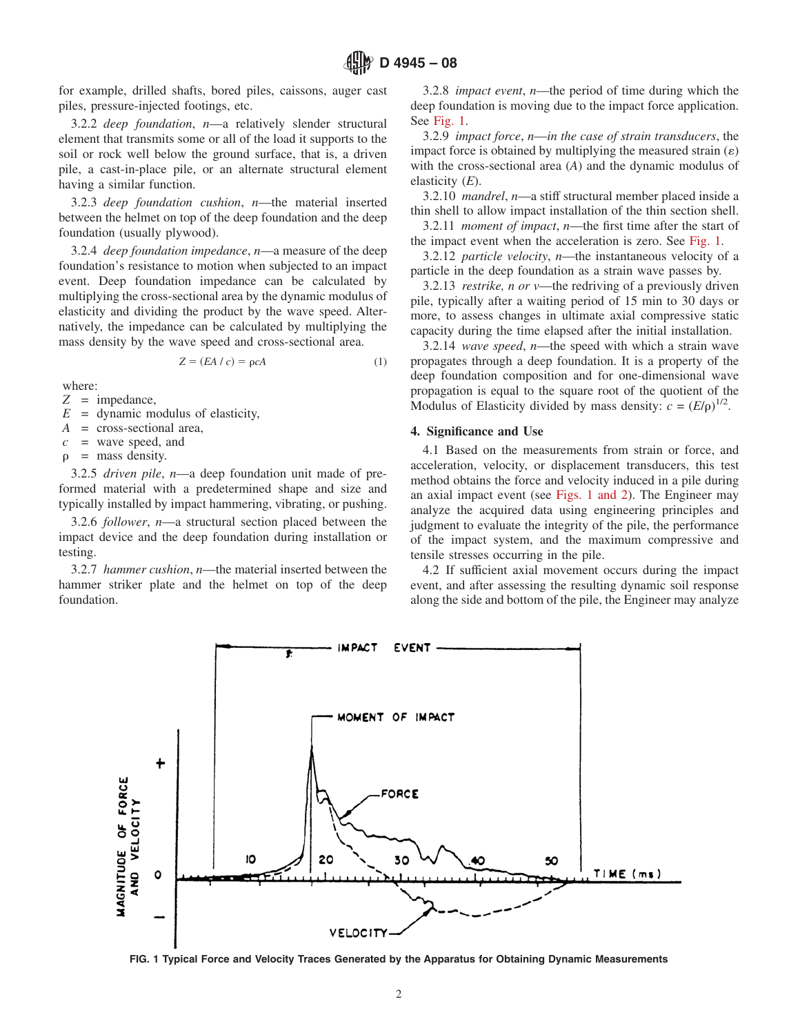for example, drilled shafts, bored piles, caissons, auger cast piles, pressure-injected footings, etc.

3.2.2 *deep foundation*, *n*—a relatively slender structural element that transmits some or all of the load it supports to the soil or rock well below the ground surface, that is, a driven pile, a cast-in-place pile, or an alternate structural element having a similar function.

3.2.3 *deep foundation cushion*, *n*—the material inserted between the helmet on top of the deep foundation and the deep foundation (usually plywood).

3.2.4 *deep foundation impedance*, *n*—a measure of the deep foundation's resistance to motion when subjected to an impact event. Deep foundation impedance can be calculated by multiplying the cross-sectional area by the dynamic modulus of elasticity and dividing the product by the wave speed. Alternatively, the impedance can be calculated by multiplying the mass density by the wave speed and cross-sectional area.

$$Z = (EA / c) = \rho c A \quad (1)$$

where:

$Z$ = impedance,
$E$ = dynamic modulus of elasticity,
$A$ = cross-sectional area,
$c$ = wave speed, and
$\rho$ = mass density.

3.2.5 *driven pile*, *n*—a deep foundation unit made of preformed material with a predetermined shape and size and typically installed by impact hammering, vibrating, or pushing.

3.2.6 *follower*, *n*—a structural section placed between the impact device and the deep foundation during installation or testing.

3.2.7 *hammer cushion*, *n*—the material inserted between the hammer striker plate and the helmet on top of the deep foundation.

3.2.8 *impact event*, *n*—the period of time during which the deep foundation is moving due to the impact force application. See Fig. 1.

3.2.9 *impact force*, *n*—*in the case of strain transducers*, the impact force is obtained by multiplying the measured strain ($\varepsilon$) with the cross-sectional area ($A$) and the dynamic modulus of elasticity ($E$).

3.2.10 *mandrel*, *n*—a stiff structural member placed inside a thin shell to allow impact installation of the thin section shell.

3.2.11 *moment of impact*, *n*—the first time after the start of the impact event when the acceleration is zero. See Fig. 1.

3.2.12 *particle velocity*, *n*—the instantaneous velocity of a particle in the deep foundation as a strain wave passes by.

3.2.13 *restrike, n or v*—the redriving of a previously driven pile, typically after a waiting period of 15 min to 30 days or more, to assess changes in ultimate axial compressive static capacity during the time elapsed after the initial installation.

3.2.14 *wave speed*, *n*—the speed with which a strain wave propagates through a deep foundation. It is a property of the deep foundation composition and for one-dimensional wave propagation is equal to the square root of the quotient of the Modulus of Elasticity divided by mass density: $c = (E/\rho)^{1/2}$.

## 4. Significance and Use

4.1 Based on the measurements from strain or force, and acceleration, velocity, or displacement transducers, this test method obtains the force and velocity induced in a pile during an axial impact event (see Figs. 1 and 2). The Engineer may analyze the acquired data using engineering principles and judgment to evaluate the integrity of the pile, the performance of the impact system, and the maximum compressive and tensile stresses occurring in the pile.

4.2 If sufficient axial movement occurs during the impact event, and after assessing the resulting dynamic soil response along the side and bottom of the pile, the Engineer may analyze

FIG. 1 Typical Force and Velocity Traces Generated by the Apparatus for Obtaining Dynamic Measurements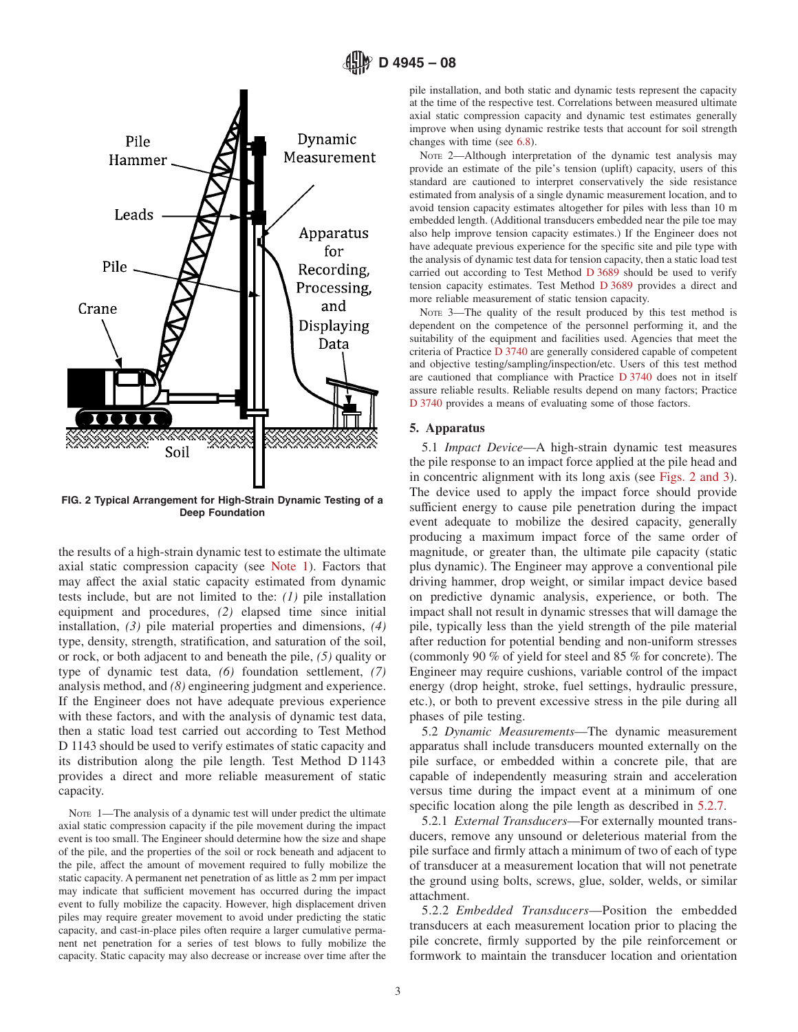FIG. 2 Typical Arrangement for High-Strain Dynamic Testing of a Deep Foundation

the results of a high-strain dynamic test to estimate the ultimate axial static compression capacity (see Note 1). Factors that may affect the axial static capacity estimated from dynamic tests include, but are not limited to the: *(1)* pile installation equipment and procedures, *(2)* elapsed time since initial installation, *(3)* pile material properties and dimensions, *(4)* type, density, strength, stratification, and saturation of the soil, or rock, or both adjacent to and beneath the pile, *(5)* quality or type of dynamic test data, *(6)* foundation settlement, *(7)* analysis method, and *(8)* engineering judgment and experience. If the Engineer does not have adequate previous experience with these factors, and with the analysis of dynamic test data, then a static load test carried out according to Test Method D 1143 should be used to verify estimates of static capacity and its distribution along the pile length. Test Method D 1143 provides a direct and more reliable measurement of static capacity.

NOTE 1—The analysis of a dynamic test will under predict the ultimate axial static compression capacity if the pile movement during the impact event is too small. The Engineer should determine how the size and shape of the pile, and the properties of the soil or rock beneath and adjacent to the pile, affect the amount of movement required to fully mobilize the static capacity. A permanent net penetration of as little as 2 mm per impact may indicate that sufficient movement has occurred during the impact event to fully mobilize the capacity. However, high displacement driven piles may require greater movement to avoid under predicting the static capacity, and cast-in-place piles often require a larger cumulative permanent net penetration for a series of test blows to fully mobilize the capacity. Static capacity may also decrease or increase over time after the pile installation, and both static and dynamic tests represent the capacity at the time of the respective test. Correlations between measured ultimate axial static compression capacity and dynamic test estimates generally improve when using dynamic restrike tests that account for soil strength changes with time (see 6.8).

NOTE 2—Although interpretation of the dynamic test analysis may provide an estimate of the pile's tension (uplift) capacity, users of this standard are cautioned to interpret conservatively the side resistance estimated from analysis of a single dynamic measurement location, and to avoid tension capacity estimates altogether for piles with less than 10 m embedded length. (Additional transducers embedded near the pile toe may also help improve tension capacity estimates.) If the Engineer does not have adequate previous experience for the specific site and pile type with the analysis of dynamic test data for tension capacity, then a static load test carried out according to Test Method D 3689 should be used to verify tension capacity estimates. Test Method D 3689 provides a direct and more reliable measurement of static tension capacity.

NOTE 3—The quality of the result produced by this test method is dependent on the competence of the personnel performing it, and the suitability of the equipment and facilities used. Agencies that meet the criteria of Practice D 3740 are generally considered capable of competent and objective testing/sampling/inspection/etc. Users of this test method are cautioned that compliance with Practice D 3740 does not in itself assure reliable results. Reliable results depend on many factors; Practice D 3740 provides a means of evaluating some of those factors.

## 5. Apparatus

5.1 *Impact Device*—A high-strain dynamic test measures the pile response to an impact force applied at the pile head and in concentric alignment with its long axis (see Figs. 2 and 3). The device used to apply the impact force should provide sufficient energy to cause pile penetration during the impact event adequate to mobilize the desired capacity, generally producing a maximum impact force of the same order of magnitude, or greater than, the ultimate pile capacity (static plus dynamic). The Engineer may approve a conventional pile driving hammer, drop weight, or similar impact device based on predictive dynamic analysis, experience, or both. The impact shall not result in dynamic stresses that will damage the pile, typically less than the yield strength of the pile material after reduction for potential bending and non-uniform stresses (commonly 90 % of yield for steel and 85 % for concrete). The Engineer may require cushions, variable control of the impact energy (drop height, stroke, fuel settings, hydraulic pressure, etc.), or both to prevent excessive stress in the pile during all phases of pile testing.

5.2 *Dynamic Measurements*—The dynamic measurement apparatus shall include transducers mounted externally on the pile surface, or embedded within a concrete pile, that are capable of independently measuring strain and acceleration versus time during the impact event at a minimum of one specific location along the pile length as described in 5.2.7.

5.2.1 *External Transducers*—For externally mounted transducers, remove any unsound or deleterious material from the pile surface and firmly attach a minimum of two of each of type of transducer at a measurement location that will not penetrate the ground using bolts, screws, glue, solder, welds, or similar attachment.

5.2.2 *Embedded Transducers*—Position the embedded transducers at each measurement location prior to placing the pile concrete, firmly supported by the pile reinforcement or formwork to maintain the transducer location and orientation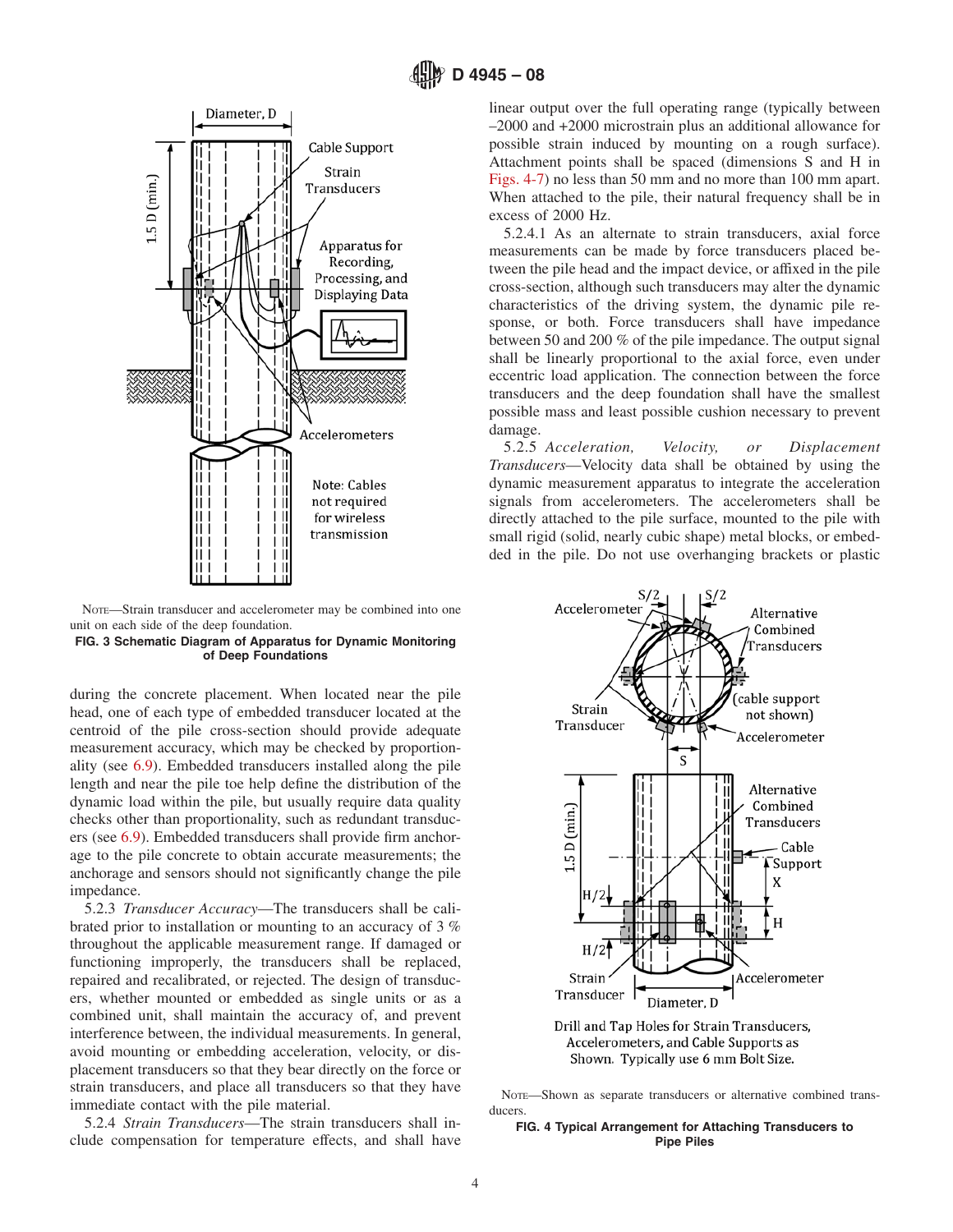NOTE—Strain transducer and accelerometer may be combined into one unit on each side of the deep foundation.

**FIG. 3 Schematic Diagram of Apparatus for Dynamic Monitoring of Deep Foundations**

during the concrete placement. When located near the pile head, one of each type of embedded transducer located at the centroid of the pile cross-section should provide adequate measurement accuracy, which may be checked by proportionality (see 6.9). Embedded transducers installed along the pile length and near the pile toe help define the distribution of the dynamic load within the pile, but usually require data quality checks other than proportionality, such as redundant transducers (see 6.9). Embedded transducers shall provide firm anchorage to the pile concrete to obtain accurate measurements; the anchorage and sensors should not significantly change the pile impedance.

5.2.3 *Transducer Accuracy*—The transducers shall be calibrated prior to installation or mounting to an accuracy of 3 % throughout the applicable measurement range. If damaged or functioning improperly, the transducers shall be replaced, repaired and recalibrated, or rejected. The design of transducers, whether mounted or embedded as single units or as a combined unit, shall maintain the accuracy of, and prevent interference between, the individual measurements. In general, avoid mounting or embedding acceleration, velocity, or displacement transducers so that they bear directly on the force or strain transducers, and place all transducers so that they have immediate contact with the pile material.

5.2.4 *Strain Transducers*—The strain transducers shall include compensation for temperature effects, and shall have linear output over the full operating range (typically between –2000 and +2000 microstrain plus an additional allowance for possible strain induced by mounting on a rough surface). Attachment points shall be spaced (dimensions S and H in Figs. 4-7) no less than 50 mm and no more than 100 mm apart. When attached to the pile, their natural frequency shall be in excess of 2000 Hz.

5.2.4.1 As an alternate to strain transducers, axial force measurements can be made by force transducers placed between the pile head and the impact device, or affixed in the pile cross-section, although such transducers may alter the dynamic characteristics of the driving system, the dynamic pile response, or both. Force transducers shall have impedance between 50 and 200 % of the pile impedance. The output signal shall be linearly proportional to the axial force, even under eccentric load application. The connection between the force transducers and the deep foundation shall have the smallest possible mass and least possible cushion necessary to prevent damage.

5.2.5 *Acceleration, Velocity, or Displacement Transducers*—Velocity data shall be obtained by using the dynamic measurement apparatus to integrate the acceleration signals from accelerometers. The accelerometers shall be directly attached to the pile surface, mounted to the pile with small rigid (solid, nearly cubic shape) metal blocks, or embedded in the pile. Do not use overhanging brackets or plastic

NOTE—Shown as separate transducers or alternative combined transducers.

**FIG. 4 Typical Arrangement for Attaching Transducers to Pipe Piles**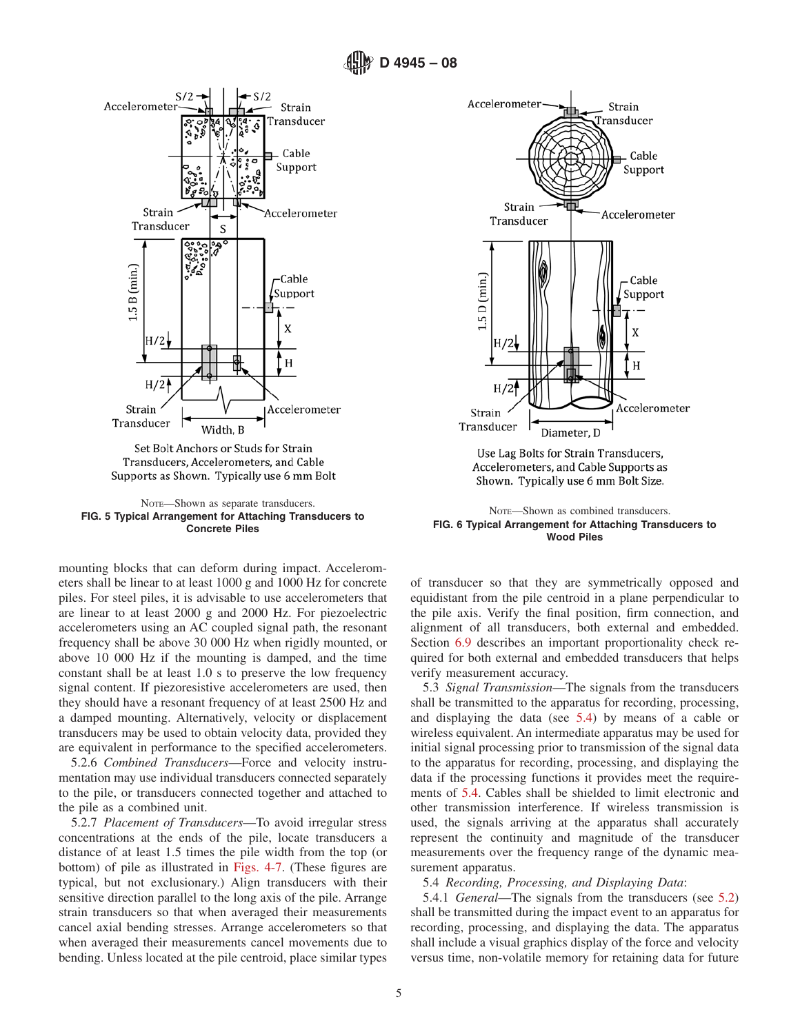Set Bolt Anchors or Studs for Strain Transducers, Accelerometers, and Cable Supports as Shown. Typically use 6 mm Bolt

NOTE—Shown as separate transducers.

**FIG. 5 Typical Arrangement for Attaching Transducers to Concrete Piles**

Use Lag Bolts for Strain Transducers, Accelerometers, and Cable Supports as Shown. Typically use 6 mm Bolt Size.

NOTE—Shown as combined transducers.

**FIG. 6 Typical Arrangement for Attaching Transducers to Wood Piles**

mounting blocks that can deform during impact. Accelerometers shall be linear to at least 1000 g and 1000 Hz for concrete piles. For steel piles, it is advisable to use accelerometers that are linear to at least 2000 g and 2000 Hz. For piezoelectric accelerometers using an AC coupled signal path, the resonant frequency shall be above 30 000 Hz when rigidly mounted, or above 10 000 Hz if the mounting is damped, and the time constant shall be at least 1.0 s to preserve the low frequency signal content. If piezoresistive accelerometers are used, then they should have a resonant frequency of at least 2500 Hz and a damped mounting. Alternatively, velocity or displacement transducers may be used to obtain velocity data, provided they are equivalent in performance to the specified accelerometers.

5.2.6 *Combined Transducers*—Force and velocity instrumentation may use individual transducers connected separately to the pile, or transducers connected together and attached to the pile as a combined unit.

5.2.7 *Placement of Transducers*—To avoid irregular stress concentrations at the ends of the pile, locate transducers a distance of at least 1.5 times the pile width from the top (or bottom) of pile as illustrated in Figs. 4-7. (These figures are typical, but not exclusionary.) Align transducers with their sensitive direction parallel to the long axis of the pile. Arrange strain transducers so that when averaged their measurements cancel axial bending stresses. Arrange accelerometers so that when averaged their measurements cancel movements due to bending. Unless located at the pile centroid, place similar types of transducer so that they are symmetrically opposed and equidistant from the pile centroid in a plane perpendicular to the pile axis. Verify the final position, firm connection, and alignment of all transducers, both external and embedded. Section 6.9 describes an important proportionality check required for both external and embedded transducers that helps verify measurement accuracy.

5.3 *Signal Transmission*—The signals from the transducers shall be transmitted to the apparatus for recording, processing, and displaying the data (see 5.4) by means of a cable or wireless equivalent. An intermediate apparatus may be used for initial signal processing prior to transmission of the signal data to the apparatus for recording, processing, and displaying the data if the processing functions it provides meet the requirements of 5.4. Cables shall be shielded to limit electronic and other transmission interference. If wireless transmission is used, the signals arriving at the apparatus shall accurately represent the continuity and magnitude of the transducer measurements over the frequency range of the dynamic measurement apparatus.

5.4 *Recording, Processing, and Displaying Data*:

5.4.1 *General*—The signals from the transducers (see 5.2) shall be transmitted during the impact event to an apparatus for recording, processing, and displaying the data. The apparatus shall include a visual graphics display of the force and velocity versus time, non-volatile memory for retaining data for future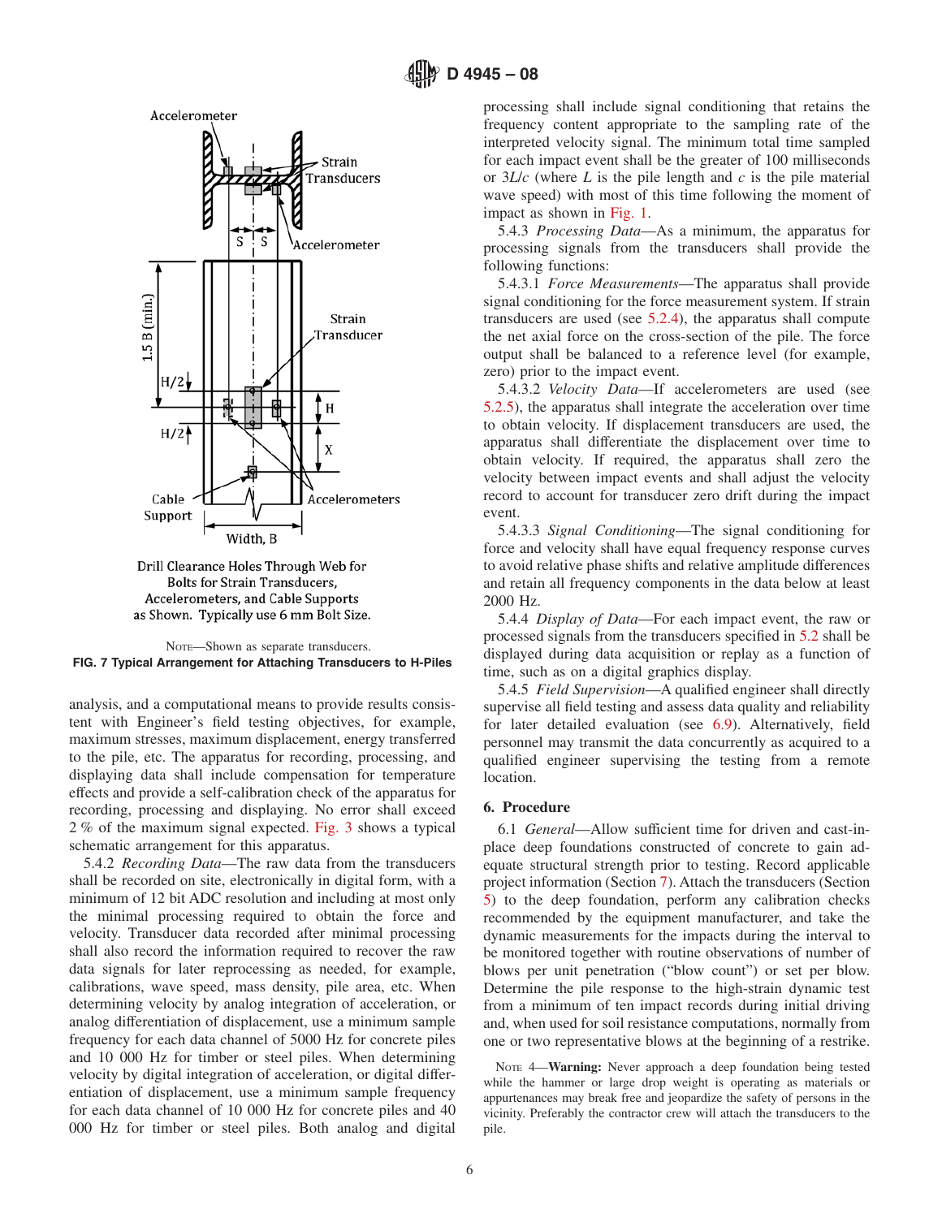Drill Clearance Holes Through Web for Bolts for Strain Transducers, Accelerometers, and Cable Supports as Shown. Typically use 6 mm Bolt Size.

NOTE—Shown as separate transducers.

**FIG. 7 Typical Arrangement for Attaching Transducers to H-Piles**

analysis, and a computational means to provide results consistent with Engineer's field testing objectives, for example, maximum stresses, maximum displacement, energy transferred to the pile, etc. The apparatus for recording, processing, and displaying data shall include compensation for temperature effects and provide a self-calibration check of the apparatus for recording, processing and displaying. No error shall exceed 2 % of the maximum signal expected. Fig. 3 shows a typical schematic arrangement for this apparatus.

5.4.2 *Recording Data*—The raw data from the transducers shall be recorded on site, electronically in digital form, with a minimum of 12 bit ADC resolution and including at most only the minimal processing required to obtain the force and velocity. Transducer data recorded after minimal processing shall also record the information required to recover the raw data signals for later reprocessing as needed, for example, calibrations, wave speed, mass density, pile area, etc. When determining velocity by analog integration of acceleration, or analog differentiation of displacement, use a minimum sample frequency for each data channel of 5000 Hz for concrete piles and 10 000 Hz for timber or steel piles. When determining velocity by digital integration of acceleration, or digital differentiation of displacement, use a minimum sample frequency for each data channel of 10 000 Hz for concrete piles and 40 000 Hz for timber or steel piles. Both analog and digital processing shall include signal conditioning that retains the frequency content appropriate to the sampling rate of the interpreted velocity signal. The minimum total time sampled for each impact event shall be the greater of 100 milliseconds or $3L/c$ (where $L$ is the pile length and $c$ is the pile material wave speed) with most of this time following the moment of impact as shown in Fig. 1.

5.4.3 *Processing Data*—As a minimum, the apparatus for processing signals from the transducers shall provide the following functions:

5.4.3.1 *Force Measurements*—The apparatus shall provide signal conditioning for the force measurement system. If strain transducers are used (see 5.2.4), the apparatus shall compute the net axial force on the cross-section of the pile. The force output shall be balanced to a reference level (for example, zero) prior to the impact event.

5.4.3.2 *Velocity Data*—If accelerometers are used (see 5.2.5), the apparatus shall integrate the acceleration over time to obtain velocity. If displacement transducers are used, the apparatus shall differentiate the displacement over time to obtain velocity. If required, the apparatus shall zero the velocity between impact events and shall adjust the velocity record to account for transducer zero drift during the impact event.

5.4.3.3 *Signal Conditioning*—The signal conditioning for force and velocity shall have equal frequency response curves to avoid relative phase shifts and relative amplitude differences and retain all frequency components in the data below at least 2000 Hz.

5.4.4 *Display of Data*—For each impact event, the raw or processed signals from the transducers specified in 5.2 shall be displayed during data acquisition or replay as a function of time, such as on a digital graphics display.

5.4.5 *Field Supervision*—A qualified engineer shall directly supervise all field testing and assess data quality and reliability for later detailed evaluation (see 6.9). Alternatively, field personnel may transmit the data concurrently as acquired to a qualified engineer supervising the testing from a remote location.

## 6. Procedure

6.1 *General*—Allow sufficient time for driven and cast-in-place deep foundations constructed of concrete to gain adequate structural strength prior to testing. Record applicable project information (Section 7). Attach the transducers (Section 5) to the deep foundation, perform any calibration checks recommended by the equipment manufacturer, and take the dynamic measurements for the impacts during the interval to be monitored together with routine observations of number of blows per unit penetration ("blow count") or set per blow. Determine the pile response to the high-strain dynamic test from a minimum of ten impact records during initial driving and, when used for soil resistance computations, normally from one or two representative blows at the beginning of a restrike.

NOTE 4—**Warning:** Never approach a deep foundation being tested while the hammer or large drop weight is operating as materials or appurtenances may break free and jeopardize the safety of persons in the vicinity. Preferably the contractor crew will attach the transducers to the pile.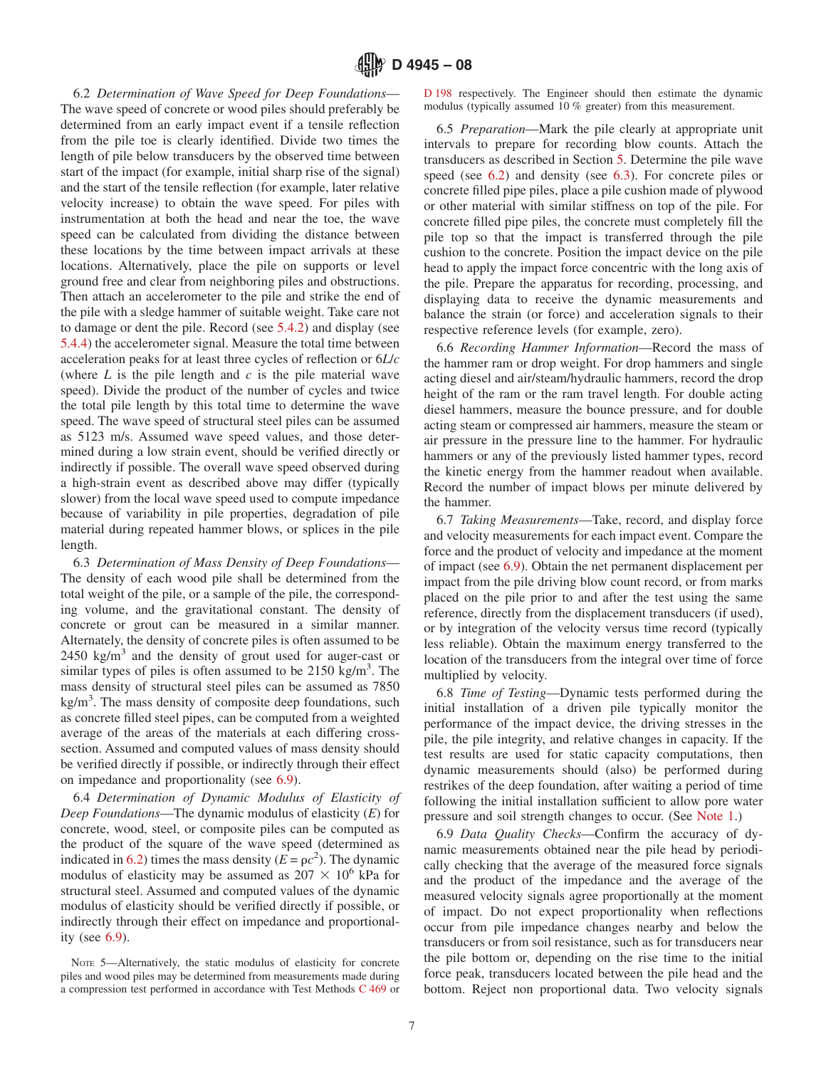6.2 *Determination of Wave Speed for Deep Foundations*—The wave speed of concrete or wood piles should preferably be determined from an early impact event if a tensile reflection from the pile toe is clearly identified. Divide two times the length of pile below transducers by the observed time between start of the impact (for example, initial sharp rise of the signal) and the start of the tensile reflection (for example, later relative velocity increase) to obtain the wave speed. For piles with instrumentation at both the head and near the toe, the wave speed can be calculated from dividing the distance between these locations by the time between impact arrivals at these locations. Alternatively, place the pile on supports or level ground free and clear from neighboring piles and obstructions. Then attach an accelerometer to the pile and strike the end of the pile with a sledge hammer of suitable weight. Take care not to damage or dent the pile. Record (see 5.4.2) and display (see 5.4.4) the accelerometer signal. Measure the total time between acceleration peaks for at least three cycles of reflection or $6L/c$ (where $L$ is the pile length and $c$ is the pile material wave speed). Divide the product of the number of cycles and twice the total pile length by this total time to determine the wave speed. The wave speed of structural steel piles can be assumed as 5123 m/s. Assumed wave speed values, and those determined during a low strain event, should be verified directly or indirectly if possible. The overall wave speed observed during a high-strain event as described above may differ (typically slower) from the local wave speed used to compute impedance because of variability in pile properties, degradation of pile material during repeated hammer blows, or splices in the pile length.

6.3 *Determination of Mass Density of Deep Foundations*—The density of each wood pile shall be determined from the total weight of the pile, or a sample of the pile, the corresponding volume, and the gravitational constant. The density of concrete or grout can be measured in a similar manner. Alternately, the density of concrete piles is often assumed to be 2450 kg/m$^3$ and the density of grout used for auger-cast or similar types of piles is often assumed to be 2150 kg/m$^3$. The mass density of structural steel piles can be assumed as 7850 kg/m$^3$. The mass density of composite deep foundations, such as concrete filled steel pipes, can be computed from a weighted average of the areas of the materials at each differing cross-section. Assumed and computed values of mass density should be verified directly if possible, or indirectly through their effect on impedance and proportionality (see 6.9).

6.4 *Determination of Dynamic Modulus of Elasticity of Deep Foundations*—The dynamic modulus of elasticity ($E$) for concrete, wood, steel, or composite piles can be computed as the product of the square of the wave speed (determined as indicated in 6.2) times the mass density ($E = \rho c^2$). The dynamic modulus of elasticity may be assumed as $207 \times 10^6$ kPa for structural steel. Assumed and computed values of the dynamic modulus of elasticity should be verified directly if possible, or indirectly through their effect on impedance and proportionality (see 6.9).

NOTE 5—Alternatively, the static modulus of elasticity for concrete piles and wood piles may be determined from measurements made during a compression test performed in accordance with Test Methods C 469 or D 198 respectively. The Engineer should then estimate the dynamic modulus (typically assumed 10 % greater) from this measurement.

6.5 *Preparation*—Mark the pile clearly at appropriate unit intervals to prepare for recording blow counts. Attach the transducers as described in Section 5. Determine the pile wave speed (see 6.2) and density (see 6.3). For concrete piles or concrete filled pipe piles, place a pile cushion made of plywood or other material with similar stiffness on top of the pile. For concrete filled pipe piles, the concrete must completely fill the pile top so that the impact is transferred through the pile cushion to the concrete. Position the impact device on the pile head to apply the impact force concentric with the long axis of the pile. Prepare the apparatus for recording, processing, and displaying data to receive the dynamic measurements and balance the strain (or force) and acceleration signals to their respective reference levels (for example, zero).

6.6 *Recording Hammer Information*—Record the mass of the hammer ram or drop weight. For drop hammers and single acting diesel and air/steam/hydraulic hammers, record the drop height of the ram or the ram travel length. For double acting diesel hammers, measure the bounce pressure, and for double acting steam or compressed air hammers, measure the steam or air pressure in the pressure line to the hammer. For hydraulic hammers or any of the previously listed hammer types, record the kinetic energy from the hammer readout when available. Record the number of impact blows per minute delivered by the hammer.

6.7 *Taking Measurements*—Take, record, and display force and velocity measurements for each impact event. Compare the force and the product of velocity and impedance at the moment of impact (see 6.9). Obtain the net permanent displacement per impact from the pile driving blow count record, or from marks placed on the pile prior to and after the test using the same reference, directly from the displacement transducers (if used), or by integration of the velocity versus time record (typically less reliable). Obtain the maximum energy transferred to the location of the transducers from the integral over time of force multiplied by velocity.

6.8 *Time of Testing*—Dynamic tests performed during the initial installation of a driven pile typically monitor the performance of the impact device, the driving stresses in the pile, the pile integrity, and relative changes in capacity. If the test results are used for static capacity computations, then dynamic measurements should (also) be performed during restrikes of the deep foundation, after waiting a period of time following the initial installation sufficient to allow pore water pressure and soil strength changes to occur. (See Note 1.)

6.9 *Data Quality Checks*—Confirm the accuracy of dynamic measurements obtained near the pile head by periodically checking that the average of the measured force signals and the product of the impedance and the average of the measured velocity signals agree proportionally at the moment of impact. Do not expect proportionality when reflections occur from pile impedance changes nearby and below the transducers or from soil resistance, such as for transducers near the pile bottom or, depending on the rise time to the initial force peak, transducers located between the pile head and the bottom. Reject non proportional data. Two velocity signals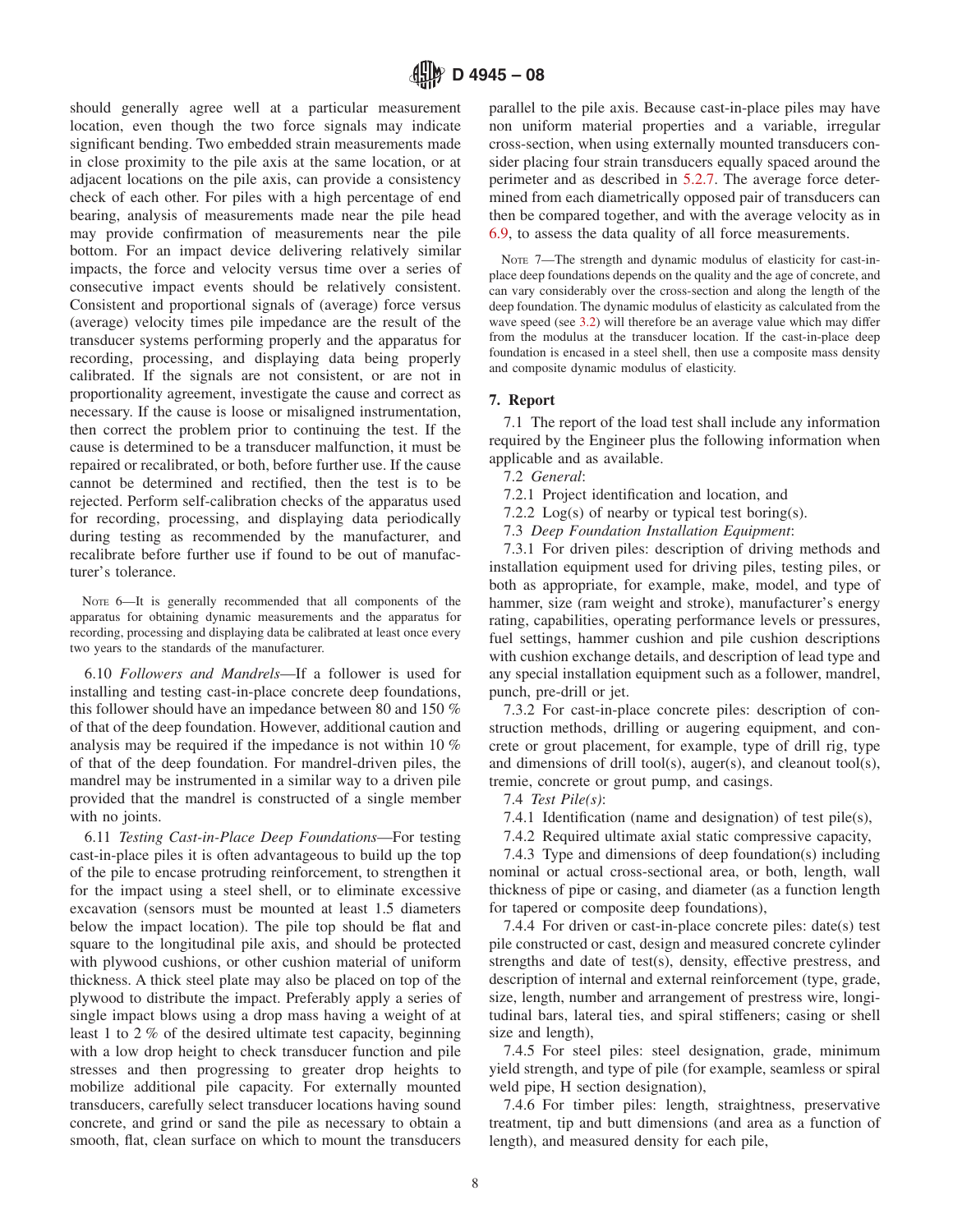should generally agree well at a particular measurement location, even though the two force signals may indicate significant bending. Two embedded strain measurements made in close proximity to the pile axis at the same location, or at adjacent locations on the pile axis, can provide a consistency check of each other. For piles with a high percentage of end bearing, analysis of measurements made near the pile head may provide confirmation of measurements near the pile bottom. For an impact device delivering relatively similar impacts, the force and velocity versus time over a series of consecutive impact events should be relatively consistent. Consistent and proportional signals of (average) force versus (average) velocity times pile impedance are the result of the transducer systems performing properly and the apparatus for recording, processing, and displaying data being properly calibrated. If the signals are not consistent, or are not in proportionality agreement, investigate the cause and correct as necessary. If the cause is loose or misaligned instrumentation, then correct the problem prior to continuing the test. If the cause is determined to be a transducer malfunction, it must be repaired or recalibrated, or both, before further use. If the cause cannot be determined and rectified, then the test is to be rejected. Perform self-calibration checks of the apparatus used for recording, processing, and displaying data periodically during testing as recommended by the manufacturer, and recalibrate before further use if found to be out of manufacturer's tolerance.

NOTE 6—It is generally recommended that all components of the apparatus for obtaining dynamic measurements and the apparatus for recording, processing and displaying data be calibrated at least once every two years to the standards of the manufacturer.

6.10 *Followers and Mandrels*—If a follower is used for installing and testing cast-in-place concrete deep foundations, this follower should have an impedance between 80 and 150 % of that of the deep foundation. However, additional caution and analysis may be required if the impedance is not within 10 % of that of the deep foundation. For mandrel-driven piles, the mandrel may be instrumented in a similar way to a driven pile provided that the mandrel is constructed of a single member with no joints.

6.11 *Testing Cast-in-Place Deep Foundations*—For testing cast-in-place piles it is often advantageous to build up the top of the pile to encase protruding reinforcement, to strengthen it for the impact using a steel shell, or to eliminate excessive excavation (sensors must be mounted at least 1.5 diameters below the impact location). The pile top should be flat and square to the longitudinal pile axis, and should be protected with plywood cushions, or other cushion material of uniform thickness. A thick steel plate may also be placed on top of the plywood to distribute the impact. Preferably apply a series of single impact blows using a drop mass having a weight of at least 1 to 2 % of the desired ultimate test capacity, beginning with a low drop height to check transducer function and pile stresses and then progressing to greater drop heights to mobilize additional pile capacity. For externally mounted transducers, carefully select transducer locations having sound concrete, and grind or sand the pile as necessary to obtain a smooth, flat, clean surface on which to mount the transducers parallel to the pile axis. Because cast-in-place piles may have non uniform material properties and a variable, irregular cross-section, when using externally mounted transducers consider placing four strain transducers equally spaced around the perimeter and as described in 5.2.7. The average force determined from each diametrically opposed pair of transducers can then be compared together, and with the average velocity as in 6.9, to assess the data quality of all force measurements.

NOTE 7—The strength and dynamic modulus of elasticity for cast-in-place deep foundations depends on the quality and the age of concrete, and can vary considerably over the cross-section and along the length of the deep foundation. The dynamic modulus of elasticity as calculated from the wave speed (see 3.2) will therefore be an average value which may differ from the modulus at the transducer location. If the cast-in-place deep foundation is encased in a steel shell, then use a composite mass density and composite dynamic modulus of elasticity.

## 7. Report

7.1 The report of the load test shall include any information required by the Engineer plus the following information when applicable and as available.

7.2 *General*:

7.2.1 Project identification and location, and

7.2.2 Log(s) of nearby or typical test boring(s).

7.3 *Deep Foundation Installation Equipment*:

7.3.1 For driven piles: description of driving methods and installation equipment used for driving piles, testing piles, or both as appropriate, for example, make, model, and type of hammer, size (ram weight and stroke), manufacturer's energy rating, capabilities, operating performance levels or pressures, fuel settings, hammer cushion and pile cushion descriptions with cushion exchange details, and description of lead type and any special installation equipment such as a follower, mandrel, punch, pre-drill or jet.

7.3.2 For cast-in-place concrete piles: description of construction methods, drilling or augering equipment, and concrete or grout placement, for example, type of drill rig, type and dimensions of drill tool(s), auger(s), and cleanout tool(s), tremie, concrete or grout pump, and casings.

7.4 *Test Pile(s)*:

7.4.1 Identification (name and designation) of test pile(s),

7.4.2 Required ultimate axial static compressive capacity,

7.4.3 Type and dimensions of deep foundation(s) including nominal or actual cross-sectional area, or both, length, wall thickness of pipe or casing, and diameter (as a function length for tapered or composite deep foundations),

7.4.4 For driven or cast-in-place concrete piles: date(s) test pile constructed or cast, design and measured concrete cylinder strengths and date of test(s), density, effective prestress, and description of internal and external reinforcement (type, grade, size, length, number and arrangement of prestress wire, longitudinal bars, lateral ties, and spiral stiffeners; casing or shell size and length),

7.4.5 For steel piles: steel designation, grade, minimum yield strength, and type of pile (for example, seamless or spiral weld pipe, H section designation),

7.4.6 For timber piles: length, straightness, preservative treatment, tip and butt dimensions (and area as a function of length), and measured density for each pile,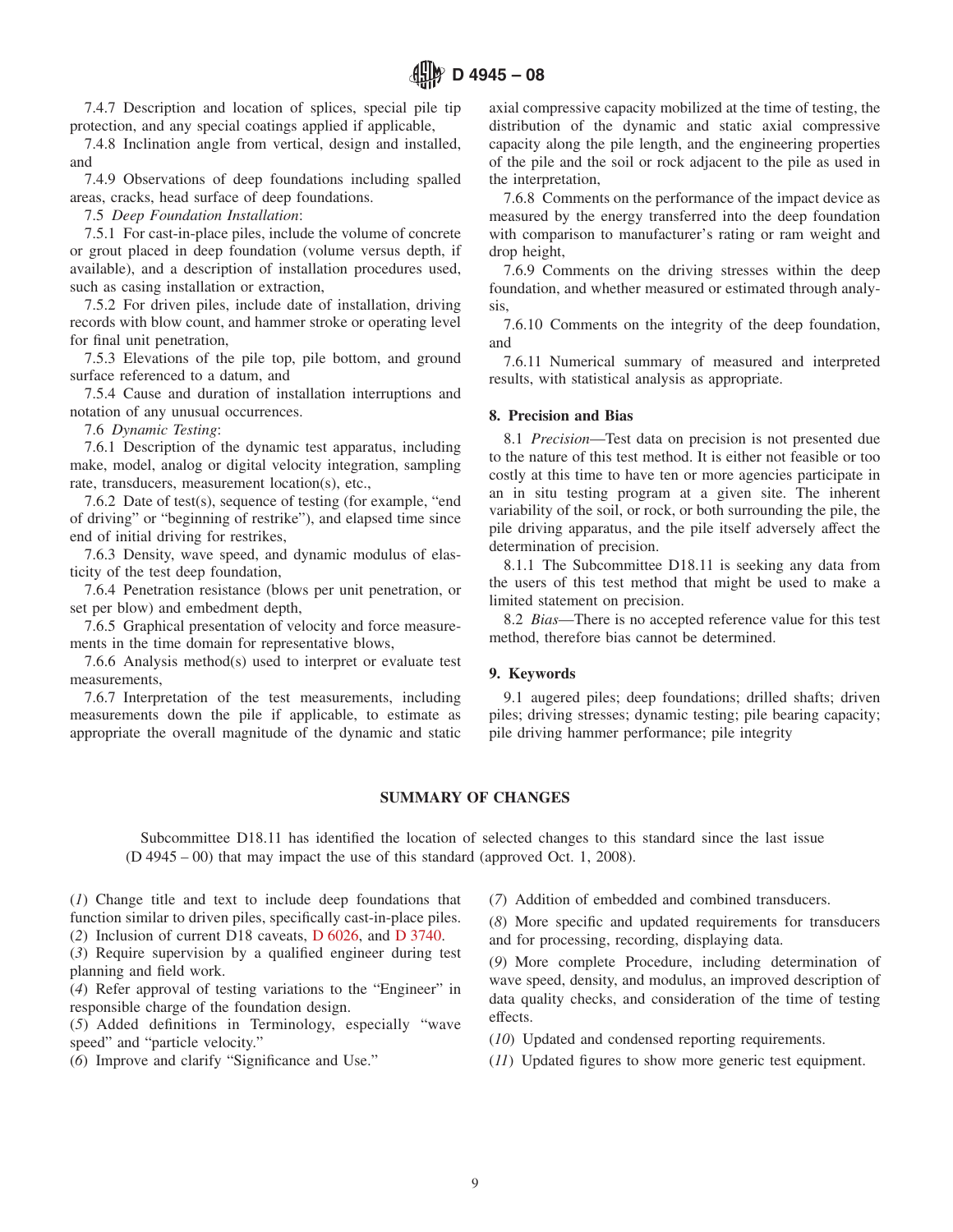7.4.7 Description and location of splices, special pile tip protection, and any special coatings applied if applicable,

7.4.8 Inclination angle from vertical, design and installed, and

7.4.9 Observations of deep foundations including spalled areas, cracks, head surface of deep foundations.

7.5 *Deep Foundation Installation*:

7.5.1 For cast-in-place piles, include the volume of concrete or grout placed in deep foundation (volume versus depth, if available), and a description of installation procedures used, such as casing installation or extraction,

7.5.2 For driven piles, include date of installation, driving records with blow count, and hammer stroke or operating level for final unit penetration,

7.5.3 Elevations of the pile top, pile bottom, and ground surface referenced to a datum, and

7.5.4 Cause and duration of installation interruptions and notation of any unusual occurrences.

7.6 *Dynamic Testing*:

7.6.1 Description of the dynamic test apparatus, including make, model, analog or digital velocity integration, sampling rate, transducers, measurement location(s), etc.,

7.6.2 Date of test(s), sequence of testing (for example, "end of driving" or "beginning of restrike"), and elapsed time since end of initial driving for restrikes,

7.6.3 Density, wave speed, and dynamic modulus of elasticity of the test deep foundation,

7.6.4 Penetration resistance (blows per unit penetration, or set per blow) and embedment depth,

7.6.5 Graphical presentation of velocity and force measurements in the time domain for representative blows,

7.6.6 Analysis method(s) used to interpret or evaluate test measurements,

7.6.7 Interpretation of the test measurements, including measurements down the pile if applicable, to estimate as appropriate the overall magnitude of the dynamic and static axial compressive capacity mobilized at the time of testing, the distribution of the dynamic and static axial compressive capacity along the pile length, and the engineering properties of the pile and the soil or rock adjacent to the pile as used in the interpretation,

7.6.8 Comments on the performance of the impact device as measured by the energy transferred into the deep foundation with comparison to manufacturer's rating or ram weight and drop height,

7.6.9 Comments on the driving stresses within the deep foundation, and whether measured or estimated through analysis,

7.6.10 Comments on the integrity of the deep foundation, and

7.6.11 Numerical summary of measured and interpreted results, with statistical analysis as appropriate.

## 8. Precision and Bias

8.1 *Precision*—Test data on precision is not presented due to the nature of this test method. It is either not feasible or too costly at this time to have ten or more agencies participate in an in situ testing program at a given site. The inherent variability of the soil, or rock, or both surrounding the pile, the pile driving apparatus, and the pile itself adversely affect the determination of precision.

8.1.1 The Subcommittee D18.11 is seeking any data from the users of this test method that might be used to make a limited statement on precision.

8.2 *Bias*—There is no accepted reference value for this test method, therefore bias cannot be determined.

## 9. Keywords

9.1 augered piles; deep foundations; drilled shafts; driven piles; driving stresses; dynamic testing; pile bearing capacity; pile driving hammer performance; pile integrity

## SUMMARY OF CHANGES

Subcommittee D18.11 has identified the location of selected changes to this standard since the last issue (D 4945 – 00) that may impact the use of this standard (approved Oct. 1, 2008).

(*1*) Change title and text to include deep foundations that function similar to driven piles, specifically cast-in-place piles.

(*2*) Inclusion of current D18 caveats, D 6026, and D 3740.

(*3*) Require supervision by a qualified engineer during test planning and field work.

(*4*) Refer approval of testing variations to the "Engineer" in responsible charge of the foundation design.

(*5*) Added definitions in Terminology, especially "wave speed" and "particle velocity."

(*6*) Improve and clarify "Significance and Use."

(*7*) Addition of embedded and combined transducers.

(*8*) More specific and updated requirements for transducers and for processing, recording, displaying data.

(*9*) More complete Procedure, including determination of wave speed, density, and modulus, an improved description of data quality checks, and consideration of the time of testing effects.

(*10*) Updated and condensed reporting requirements.

(*11*) Updated figures to show more generic test equipment.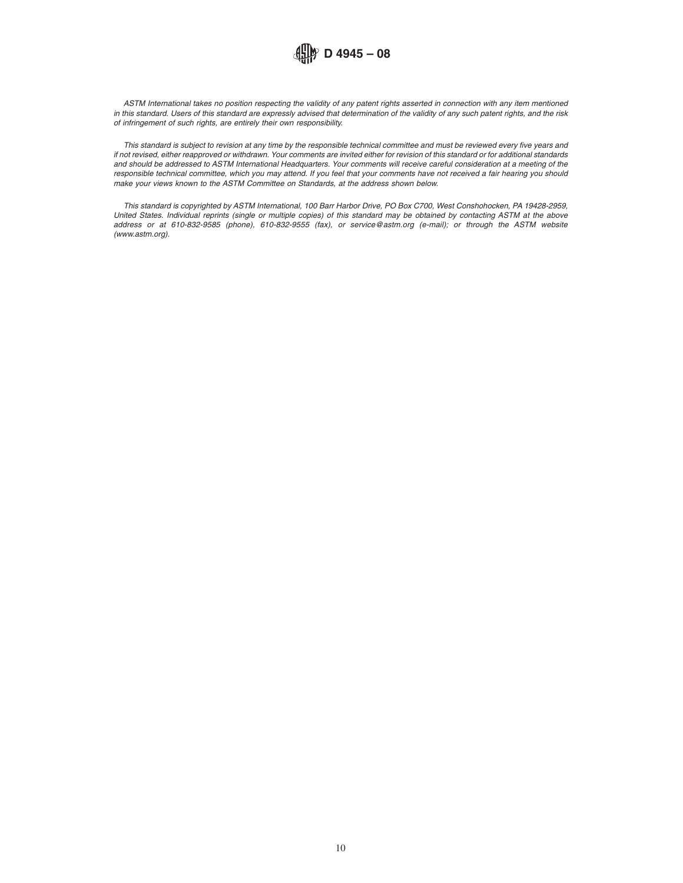*ASTM International takes no position respecting the validity of any patent rights asserted in connection with any item mentioned in this standard. Users of this standard are expressly advised that determination of the validity of any such patent rights, and the risk of infringement of such rights, are entirely their own responsibility.*

*This standard is subject to revision at any time by the responsible technical committee and must be reviewed every five years and if not revised, either reapproved or withdrawn. Your comments are invited either for revision of this standard or for additional standards and should be addressed to ASTM International Headquarters. Your comments will receive careful consideration at a meeting of the responsible technical committee, which you may attend. If you feel that your comments have not received a fair hearing you should make your views known to the ASTM Committee on Standards, at the address shown below.*

*This standard is copyrighted by ASTM International, 100 Barr Harbor Drive, PO Box C700, West Conshohocken, PA 19428-2959, United States. Individual reprints (single or multiple copies) of this standard may be obtained by contacting ASTM at the above address or at 610-832-9585 (phone), 610-832-9555 (fax), or service@astm.org (e-mail); or through the ASTM website (www.astm.org).*